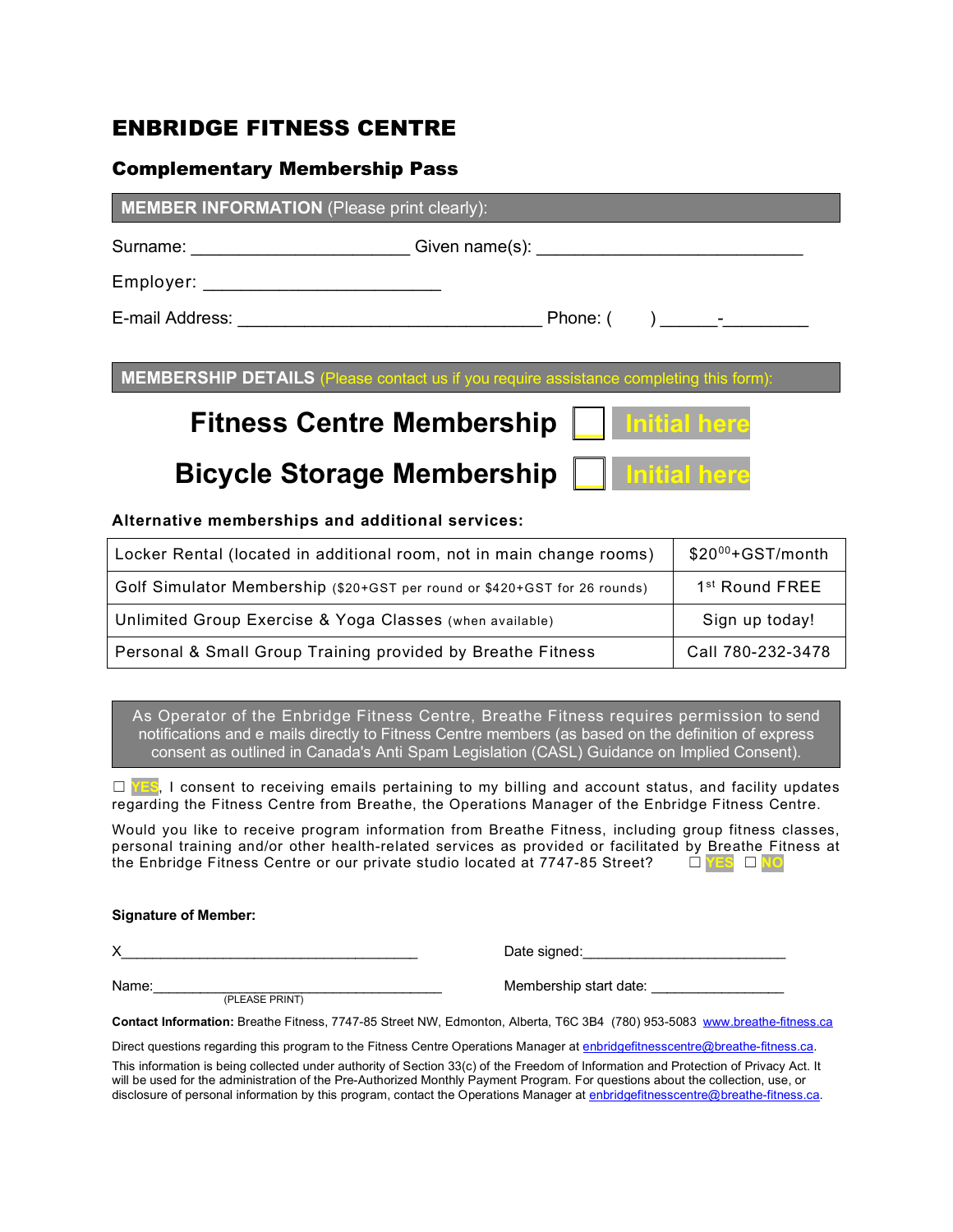# ENBRIDGE FITNESS CENTRE

## Complementary Membership Pass

**MEMBER INFORMATION** (Please print clearly):

Surname: ______________________ Given name(s): ___________________________

Employer: ________________________

E-mail Address: _______________________________ Phone: (      ) ______-_________

**MEMBERSHIP DETAILS** (Please contact us if you require assistance completing this form):

**Fitness Centre Membership** ☐ Initial here

**Bicycle Storage Membership** ☐ Initial here

**Alternative memberships and additional services:**

| | |
|---|---|
| Locker Rental (located in additional room, not in main change rooms) | $20^{00}$+GST/month |
| Golf Simulator Membership ($20+GST per round or $420+GST for 26 rounds) | 1st Round FREE |
| Unlimited Group Exercise & Yoga Classes (when available) | Sign up today! |
| Personal & Small Group Training provided by Breathe Fitness | Call 780-232-3478 |

As Operator of the Enbridge Fitness Centre, Breathe Fitness requires permission to send notifications and e mails directly to Fitness Centre members (as based on the definition of express consent as outlined in Canada's Anti Spam Legislation (CASL) Guidance on Implied Consent).

☐ YES, I consent to receiving emails pertaining to my billing and account status, and facility updates regarding the Fitness Centre from Breathe, the Operations Manager of the Enbridge Fitness Centre.

Would you like to receive program information from Breathe Fitness, including group fitness classes, personal training and/or other health-related services as provided or facilitated by Breathe Fitness at the Enbridge Fitness Centre or our private studio located at 7747-85 Street? ☐ YES ☐ NO

**Signature of Member:**

X____________________________________ Date signed:_________________________

Name:____________________________________ Membership start date: ________________
(PLEASE PRINT)

**Contact Information:** Breathe Fitness, 7747-85 Street NW, Edmonton, Alberta, T6C 3B4 (780) 953-5083 www.breathe-fitness.ca

Direct questions regarding this program to the Fitness Centre Operations Manager at enbridgefitnesscentre@breathe-fitness.ca.

This information is being collected under authority of Section 33(c) of the Freedom of Information and Protection of Privacy Act. It will be used for the administration of the Pre-Authorized Monthly Payment Program. For questions about the collection, use, or disclosure of personal information by this program, contact the Operations Manager at enbridgefitnesscentre@breathe-fitness.ca.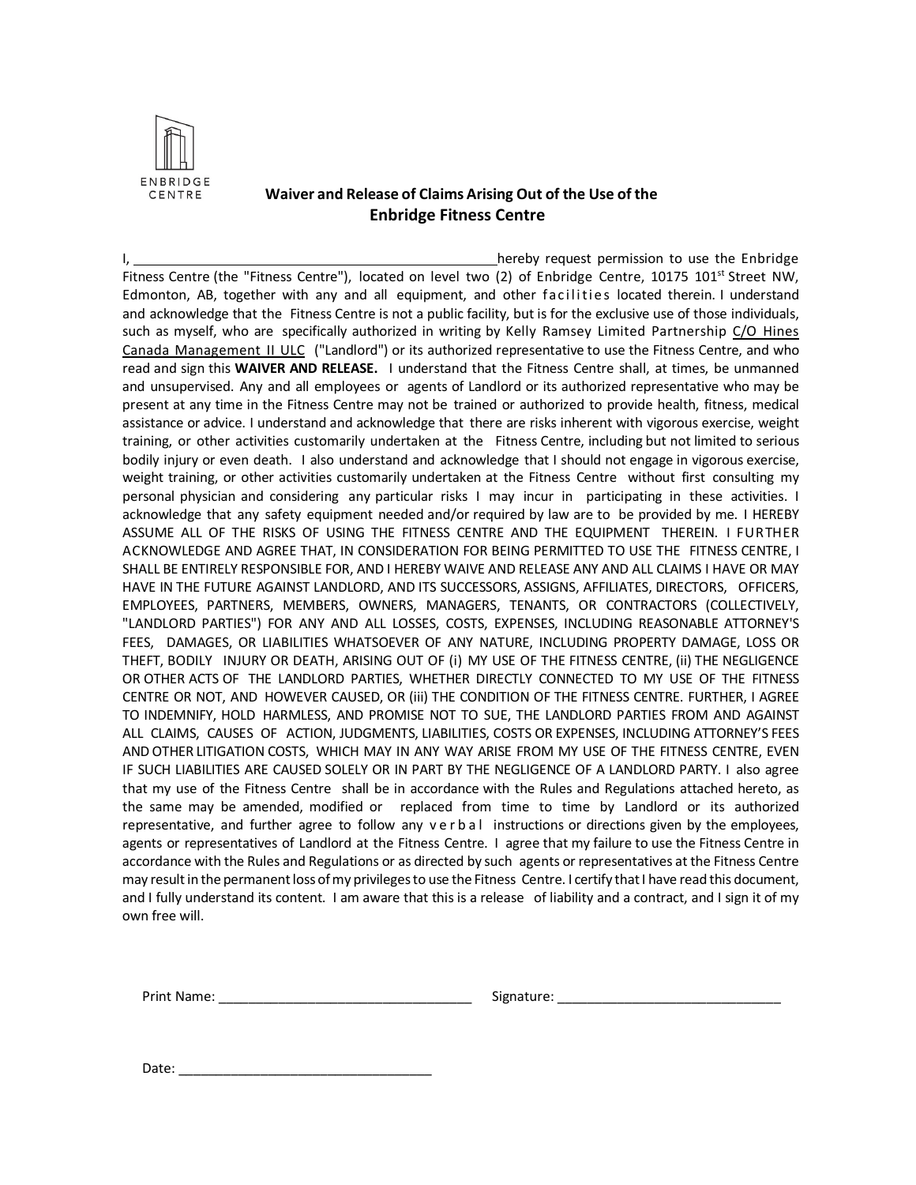ENBRIDGE CENTRE

## Waiver and Release of Claims Arising Out of the Use of the Enbridge Fitness Centre

I, ________________________________________________ hereby request permission to use the Enbridge Fitness Centre (the "Fitness Centre"), located on level two (2) of Enbridge Centre, 10175 101st Street NW, Edmonton, AB, together with any and all equipment, and other facilities located therein. I understand and acknowledge that the Fitness Centre is not a public facility, but is for the exclusive use of those individuals, such as myself, who are specifically authorized in writing by Kelly Ramsey Limited Partnership C/O Hines Canada Management II ULC ("Landlord") or its authorized representative to use the Fitness Centre, and who read and sign this **WAIVER AND RELEASE.** I understand that the Fitness Centre shall, at times, be unmanned and unsupervised. Any and all employees or agents of Landlord or its authorized representative who may be present at any time in the Fitness Centre may not be trained or authorized to provide health, fitness, medical assistance or advice. I understand and acknowledge that there are risks inherent with vigorous exercise, weight training, or other activities customarily undertaken at the Fitness Centre, including but not limited to serious bodily injury or even death. I also understand and acknowledge that I should not engage in vigorous exercise, weight training, or other activities customarily undertaken at the Fitness Centre without first consulting my personal physician and considering any particular risks I may incur in participating in these activities. I acknowledge that any safety equipment needed and/or required by law are to be provided by me. I HEREBY ASSUME ALL OF THE RISKS OF USING THE FITNESS CENTRE AND THE EQUIPMENT THEREIN. I FURTHER ACKNOWLEDGE AND AGREE THAT, IN CONSIDERATION FOR BEING PERMITTED TO USE THE FITNESS CENTRE, I SHALL BE ENTIRELY RESPONSIBLE FOR, AND I HEREBY WAIVE AND RELEASE ANY AND ALL CLAIMS I HAVE OR MAY HAVE IN THE FUTURE AGAINST LANDLORD, AND ITS SUCCESSORS, ASSIGNS, AFFILIATES, DIRECTORS, OFFICERS, EMPLOYEES, PARTNERS, MEMBERS, OWNERS, MANAGERS, TENANTS, OR CONTRACTORS (COLLECTIVELY, "LANDLORD PARTIES") FOR ANY AND ALL LOSSES, COSTS, EXPENSES, INCLUDING REASONABLE ATTORNEY'S FEES, DAMAGES, OR LIABILITIES WHATSOEVER OF ANY NATURE, INCLUDING PROPERTY DAMAGE, LOSS OR THEFT, BODILY INJURY OR DEATH, ARISING OUT OF (i) MY USE OF THE FITNESS CENTRE, (ii) THE NEGLIGENCE OR OTHER ACTS OF THE LANDLORD PARTIES, WHETHER DIRECTLY CONNECTED TO MY USE OF THE FITNESS CENTRE OR NOT, AND HOWEVER CAUSED, OR (iii) THE CONDITION OF THE FITNESS CENTRE. FURTHER, I AGREE TO INDEMNIFY, HOLD HARMLESS, AND PROMISE NOT TO SUE, THE LANDLORD PARTIES FROM AND AGAINST ALL CLAIMS, CAUSES OF ACTION, JUDGMENTS, LIABILITIES, COSTS OR EXPENSES, INCLUDING ATTORNEY'S FEES AND OTHER LITIGATION COSTS, WHICH MAY IN ANY WAY ARISE FROM MY USE OF THE FITNESS CENTRE, EVEN IF SUCH LIABILITIES ARE CAUSED SOLELY OR IN PART BY THE NEGLIGENCE OF A LANDLORD PARTY. I also agree that my use of the Fitness Centre shall be in accordance with the Rules and Regulations attached hereto, as the same may be amended, modified or replaced from time to time by Landlord or its authorized representative, and further agree to follow any verbal instructions or directions given by the employees, agents or representatives of Landlord at the Fitness Centre. I agree that my failure to use the Fitness Centre in accordance with the Rules and Regulations or as directed by such agents or representatives at the Fitness Centre may result in the permanent loss of my privileges to use the Fitness Centre. I certify that I have read this document, and I fully understand its content. I am aware that this is a release of liability and a contract, and I sign it of my own free will.

Print Name: ___________________________________ Signature: ______________________________

Date: __________________________________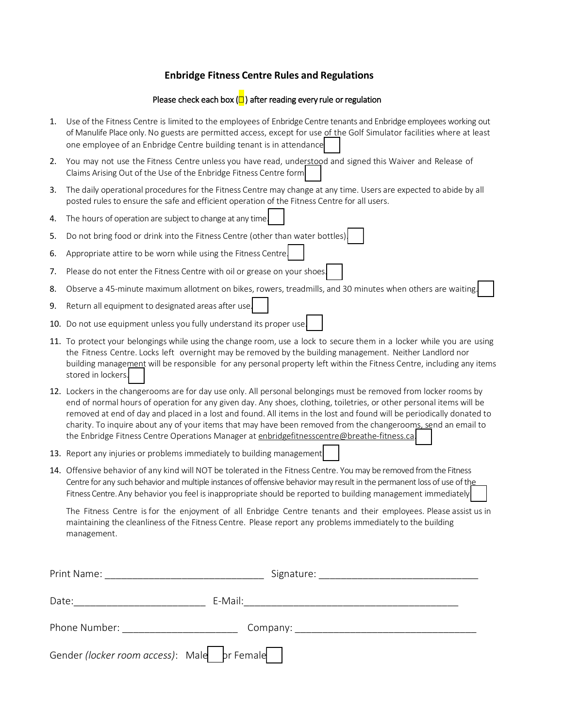## Enbridge Fitness Centre Rules and Regulations

Please check each box (☐) after reading every rule or regulation

1. Use of the Fitness Centre is limited to the employees of Enbridge Centre tenants and Enbridge employees working out of Manulife Place only. No guests are permitted access, except for use of the Golf Simulator facilities where at least one employee of an Enbridge Centre building tenant is in attendance ☐
2. You may not use the Fitness Centre unless you have read, understood and signed this Waiver and Release of Claims Arising Out of the Use of the Enbridge Fitness Centre form ☐
3. The daily operational procedures for the Fitness Centre may change at any time. Users are expected to abide by all posted rules to ensure the safe and efficient operation of the Fitness Centre for all users.
4. The hours of operation are subject to change at any time. ☐
5. Do not bring food or drink into the Fitness Centre (other than water bottles). ☐
6. Appropriate attire to be worn while using the Fitness Centre. ☐
7. Please do not enter the Fitness Centre with oil or grease on your shoes. ☐
8. Observe a 45-minute maximum allotment on bikes, rowers, treadmills, and 30 minutes when others are waiting. ☐
9. Return all equipment to designated areas after use. ☐
10. Do not use equipment unless you fully understand its proper use. ☐
11. To protect your belongings while using the change room, use a lock to secure them in a locker while you are using the Fitness Centre. Locks left overnight may be removed by the building management. Neither Landlord nor building management will be responsible for any personal property left within the Fitness Centre, including any items stored in lockers. ☐
12. Lockers in the changerooms are for day use only. All personal belongings must be removed from locker rooms by end of normal hours of operation for any given day. Any shoes, clothing, toiletries, or other personal items will be removed at end of day and placed in a lost and found. All items in the lost and found will be periodically donated to charity. To inquire about any of your items that may have been removed from the changerooms, send an email to the Enbridge Fitness Centre Operations Manager at enbridgefitnesscentre@breathe-fitness.ca. ☐
13. Report any injuries or problems immediately to building management ☐
14. Offensive behavior of any kind will NOT be tolerated in the Fitness Centre. You may be removed from the Fitness Centre for any such behavior and multiple instances of offensive behavior may result in the permanent loss of use of the Fitness Centre. Any behavior you feel is inappropriate should be reported to building management immediately ☐

   The Fitness Centre is for the enjoyment of all Enbridge Centre tenants and their employees. Please assist us in maintaining the cleanliness of the Fitness Centre. Please report any problems immediately to the building management.

Print Name: ______________________________ Signature: ______________________________

Date: ________________________ E-Mail: ________________________________________

Phone Number: ____________________ Company: __________________________________

Gender *(locker room access)*: Male ☐ or Female ☐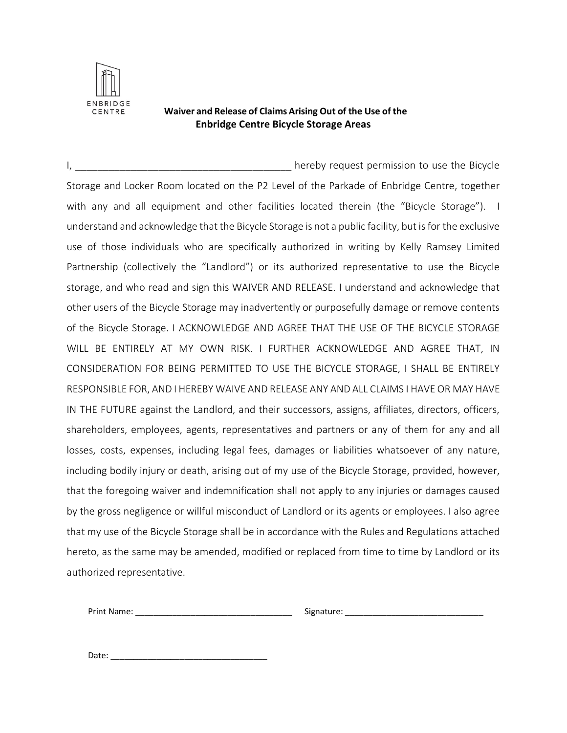ENBRIDGE CENTRE

**Waiver and Release of Claims Arising Out of the Use of the**
**Enbridge Centre Bicycle Storage Areas**

I, _______________________________________ hereby request permission to use the Bicycle Storage and Locker Room located on the P2 Level of the Parkade of Enbridge Centre, together with any and all equipment and other facilities located therein (the "Bicycle Storage"). I understand and acknowledge that the Bicycle Storage is not a public facility, but is for the exclusive use of those individuals who are specifically authorized in writing by Kelly Ramsey Limited Partnership (collectively the "Landlord") or its authorized representative to use the Bicycle storage, and who read and sign this WAIVER AND RELEASE. I understand and acknowledge that other users of the Bicycle Storage may inadvertently or purposefully damage or remove contents of the Bicycle Storage. I ACKNOWLEDGE AND AGREE THAT THE USE OF THE BICYCLE STORAGE WILL BE ENTIRELY AT MY OWN RISK. I FURTHER ACKNOWLEDGE AND AGREE THAT, IN CONSIDERATION FOR BEING PERMITTED TO USE THE BICYCLE STORAGE, I SHALL BE ENTIRELY RESPONSIBLE FOR, AND I HEREBY WAIVE AND RELEASE ANY AND ALL CLAIMS I HAVE OR MAY HAVE IN THE FUTURE against the Landlord, and their successors, assigns, affiliates, directors, officers, shareholders, employees, agents, representatives and partners or any of them for any and all losses, costs, expenses, including legal fees, damages or liabilities whatsoever of any nature, including bodily injury or death, arising out of my use of the Bicycle Storage, provided, however, that the foregoing waiver and indemnification shall not apply to any injuries or damages caused by the gross negligence or willful misconduct of Landlord or its agents or employees. I also agree that my use of the Bicycle Storage shall be in accordance with the Rules and Regulations attached hereto, as the same may be amended, modified or replaced from time to time by Landlord or its authorized representative.

Print Name: _________________________________ Signature: _____________________________

Date: _________________________________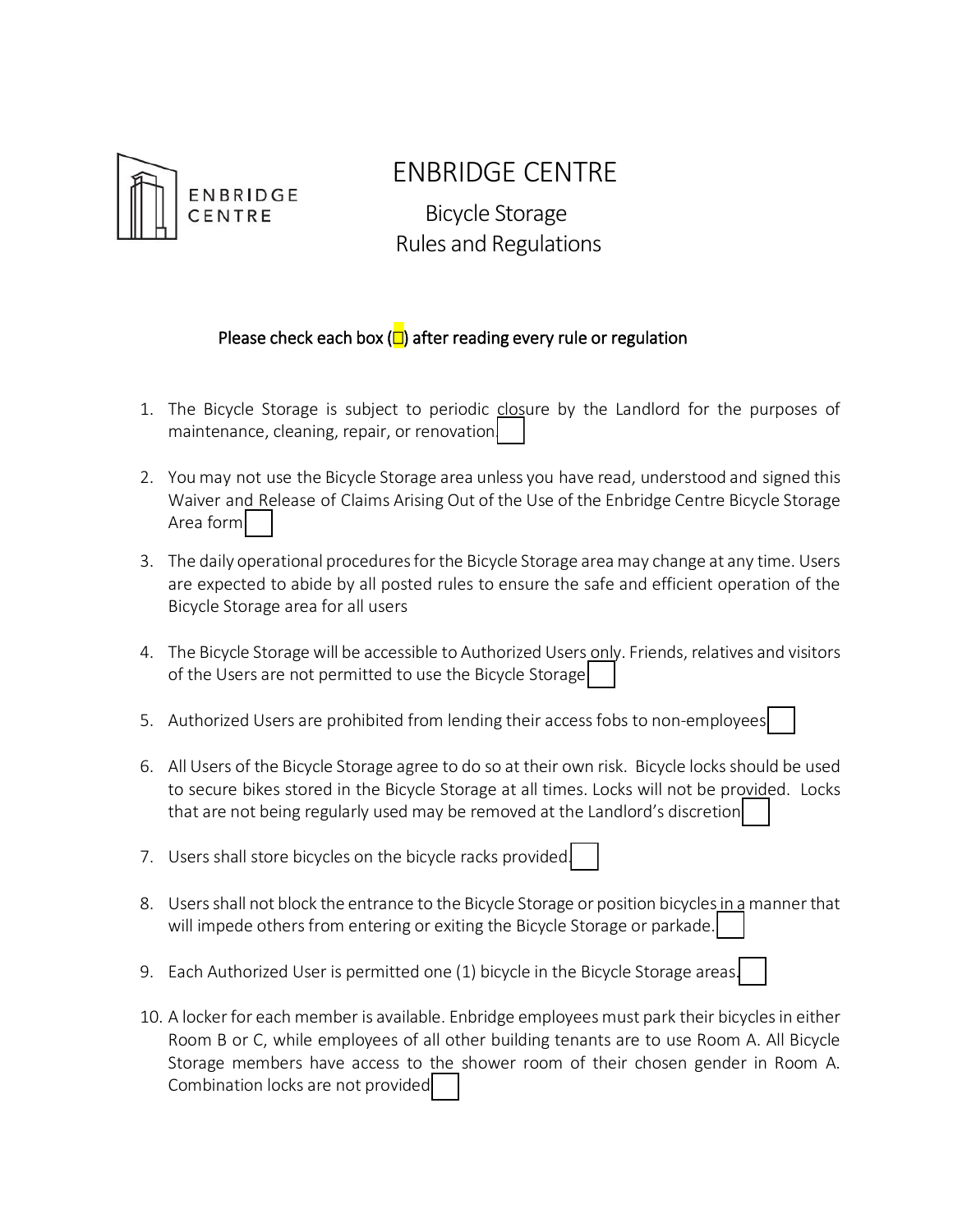ENBRIDGE CENTRE

# ENBRIDGE CENTRE

## Bicycle Storage Rules and Regulations

Please check each box (☐) after reading every rule or regulation

1. The Bicycle Storage is subject to periodic closure by the Landlord for the purposes of maintenance, cleaning, repair, or renovation. ☐
2. You may not use the Bicycle Storage area unless you have read, understood and signed this Waiver and Release of Claims Arising Out of the Use of the Enbridge Centre Bicycle Storage Area form ☐
3. The daily operational procedures for the Bicycle Storage area may change at any time. Users are expected to abide by all posted rules to ensure the safe and efficient operation of the Bicycle Storage area for all users
4. The Bicycle Storage will be accessible to Authorized Users only. Friends, relatives and visitors of the Users are not permitted to use the Bicycle Storage ☐
5. Authorized Users are prohibited from lending their access fobs to non-employees ☐
6. All Users of the Bicycle Storage agree to do so at their own risk. Bicycle locks should be used to secure bikes stored in the Bicycle Storage at all times. Locks will not be provided. Locks that are not being regularly used may be removed at the Landlord's discretion ☐
7. Users shall store bicycles on the bicycle racks provided. ☐
8. Users shall not block the entrance to the Bicycle Storage or position bicycles in a manner that will impede others from entering or exiting the Bicycle Storage or parkade. ☐
9. Each Authorized User is permitted one (1) bicycle in the Bicycle Storage areas. ☐
10. A locker for each member is available. Enbridge employees must park their bicycles in either Room B or C, while employees of all other building tenants are to use Room A. All Bicycle Storage members have access to the shower room of their chosen gender in Room A. Combination locks are not provided ☐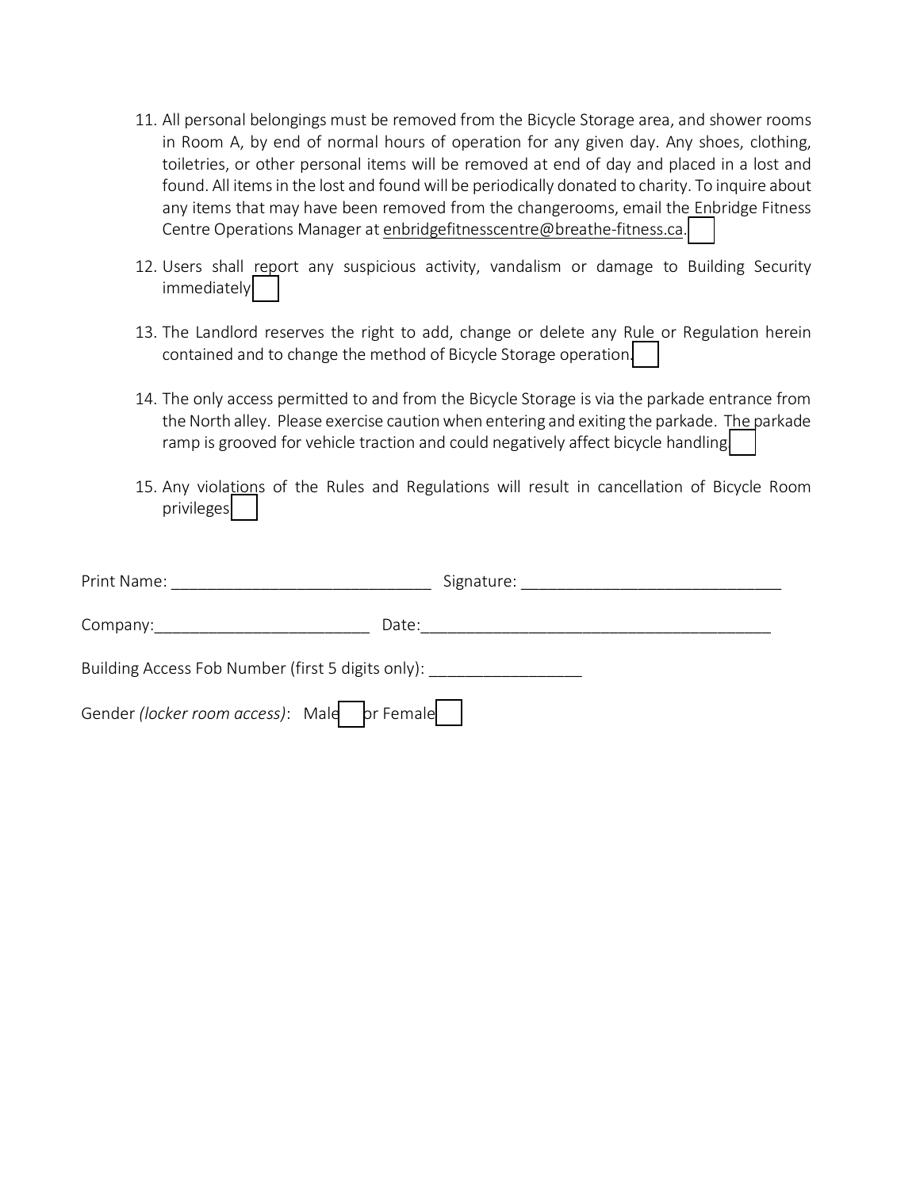11. All personal belongings must be removed from the Bicycle Storage area, and shower rooms in Room A, by end of normal hours of operation for any given day. Any shoes, clothing, toiletries, or other personal items will be removed at end of day and placed in a lost and found. All items in the lost and found will be periodically donated to charity. To inquire about any items that may have been removed from the changerooms, email the Enbridge Fitness Centre Operations Manager at enbridgefitnesscentre@breathe-fitness.ca. ☐

12. Users shall report any suspicious activity, vandalism or damage to Building Security immediately ☐

13. The Landlord reserves the right to add, change or delete any Rule or Regulation herein contained and to change the method of Bicycle Storage operation. ☐

14. The only access permitted to and from the Bicycle Storage is via the parkade entrance from the North alley. Please exercise caution when entering and exiting the parkade. The parkade ramp is grooved for vehicle traction and could negatively affect bicycle handling. ☐

15. Any violations of the Rules and Regulations will result in cancellation of Bicycle Room privileges ☐

Print Name: ______________________________ Signature: ______________________________

Company:_________________________ Date:_________________________________________

Building Access Fob Number (first 5 digits only): _________________

Gender *(locker room access)*: Male ☐ or Female ☐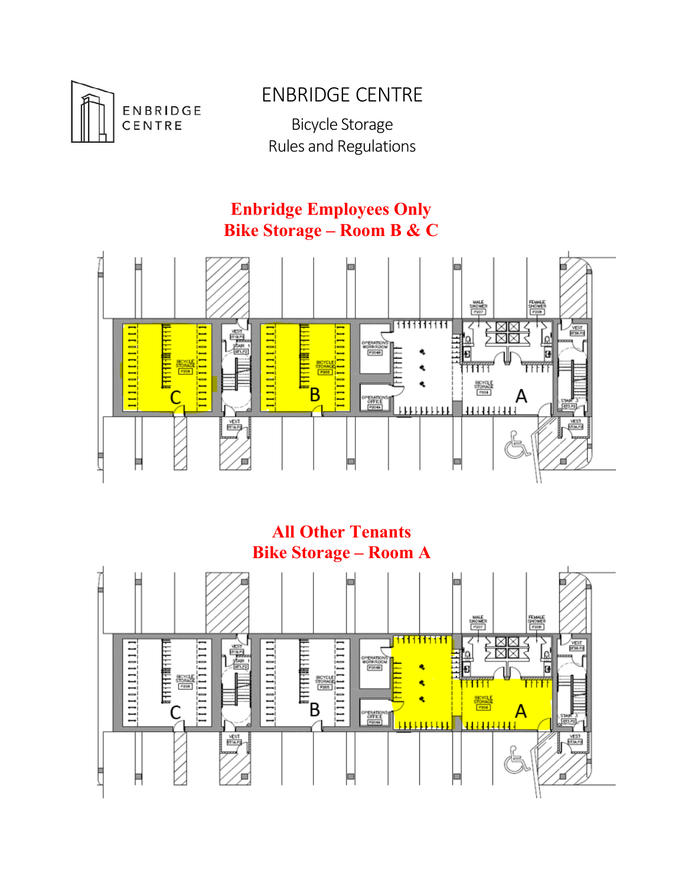# ENBRIDGE CENTRE

Bicycle Storage
Rules and Regulations

## Enbridge Employees Only
## Bike Storage – Room B & C

## All Other Tenants
## Bike Storage – Room A